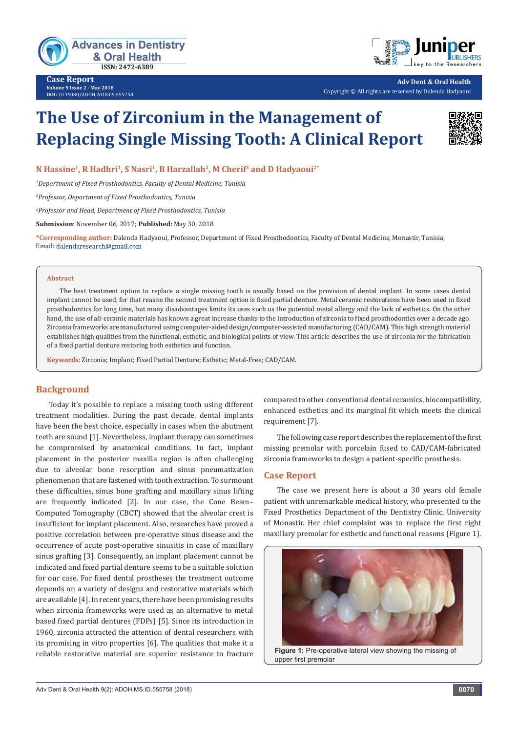Case Report

# The Use of Zirconium in the Management of Replacing Single Missing Tooth: A Clinical Report

**N Hassine[1], R Hadhri[1], S Nasri[1], B Harzallah[2], M Cherif[3] and D Hadyaoui[2*]**

[1]*Department of Fixed Prosthodontics, Faculty of Dental Medicine, Tunisia*

[2]*Professor, Department of Fixed Prosthodontics, Tunisia*

[3]*Professor and Head, Department of Fixed Prosthodontics, Tunisia*

**Submission**: November 06, 2017; **Published:** May 30, 2018

***Corresponding author:** Dalenda Hadyaoui, Professor, Department of Fixed Prosthodontics, Faculty of Dental Medicine, Monastir, Tunisia, Email: dalendaresearch@gmail.com

## Abstract

The best treatment option to replace a single missing tooth is usually based on the provision of dental implant. In some cases dental implant cannot be used, for that reason the second treatment option is fixed partial denture. Metal ceramic restorations have been used in fixed prosthodontics for long time, but many disadvantages limits its uses such us the potential metal allergy and the lack of esthetics. On the other hand, the use of all-ceramic materials has known a great increase thanks to the introduction of zirconia to fixed prosthodontics over a decade ago. Zirconia frameworks are manufactured using computer-aided design/computer-assisted manufacturing (CAD/CAM). This high strength material establishes high qualities from the functional, esthetic, and biological points of view. This article describes the use of zirconia for the fabrication of a fixed partial denture restoring both esthetics and function.

**Keywords:** Zirconia; Implant; Fixed Partial Denture; Esthetic; Metal-Free; CAD/CAM.

## Background

Today it's possible to replace a missing tooth using different treatment modalities. During the past decade, dental implants have been the best choice, especially in cases when the abutment teeth are sound [1]. Nevertheless, implant therapy can sometimes be compromised by anatomical conditions. In fact, implant placement in the posterior maxilla region is often challenging due to alveolar bone resorption and sinus pneumatization phenomenon that are fastened with tooth extraction. To surmount these difficulties, sinus bone grafting and maxillary sinus lifting are frequently indicated [2]. In our case, the Cone Beam–Computed Tomography (CBCT) showed that the alveolar crest is insufficient for implant placement. Also, researches have proved a positive correlation between pre-operative sinus disease and the occurrence of acute post-operative sinusitis in case of maxillary sinus grafting [3]. Consequently, an implant placement cannot be indicated and fixed partial denture seems to be a suitable solution for our case. For fixed dental prostheses the treatment outcome depends on a variety of designs and restorative materials which are available [4]. In recent years, there have been promising results when zirconia frameworks were used as an alternative to metal based fixed partial dentures (FDPs) [5]. Since its introduction in 1960, zirconia attracted the attention of dental researchers with its promising in vitro properties [6]. The qualities that make it a reliable restorative material are superior resistance to fracture compared to other conventional dental ceramics, biocompatibility, enhanced esthetics and its marginal fit which meets the clinical requirement [7].

The following case report describes the replacement of the first missing premolar with porcelain fused to CAD/CAM-fabricated zirconia frameworks to design a patient-specific prosthesis.

## Case Report

The case we present here is about a 30 years old female patient with unremarkable medical history, who presented to the Fixed Prosthetics Department of the Dentistry Clinic, University of Monastir. Her chief complaint was to replace the first right maxillary premolar for esthetic and functional reasons (Figure 1).

Figure 1: Pre-operative lateral view showing the missing of upper first premolar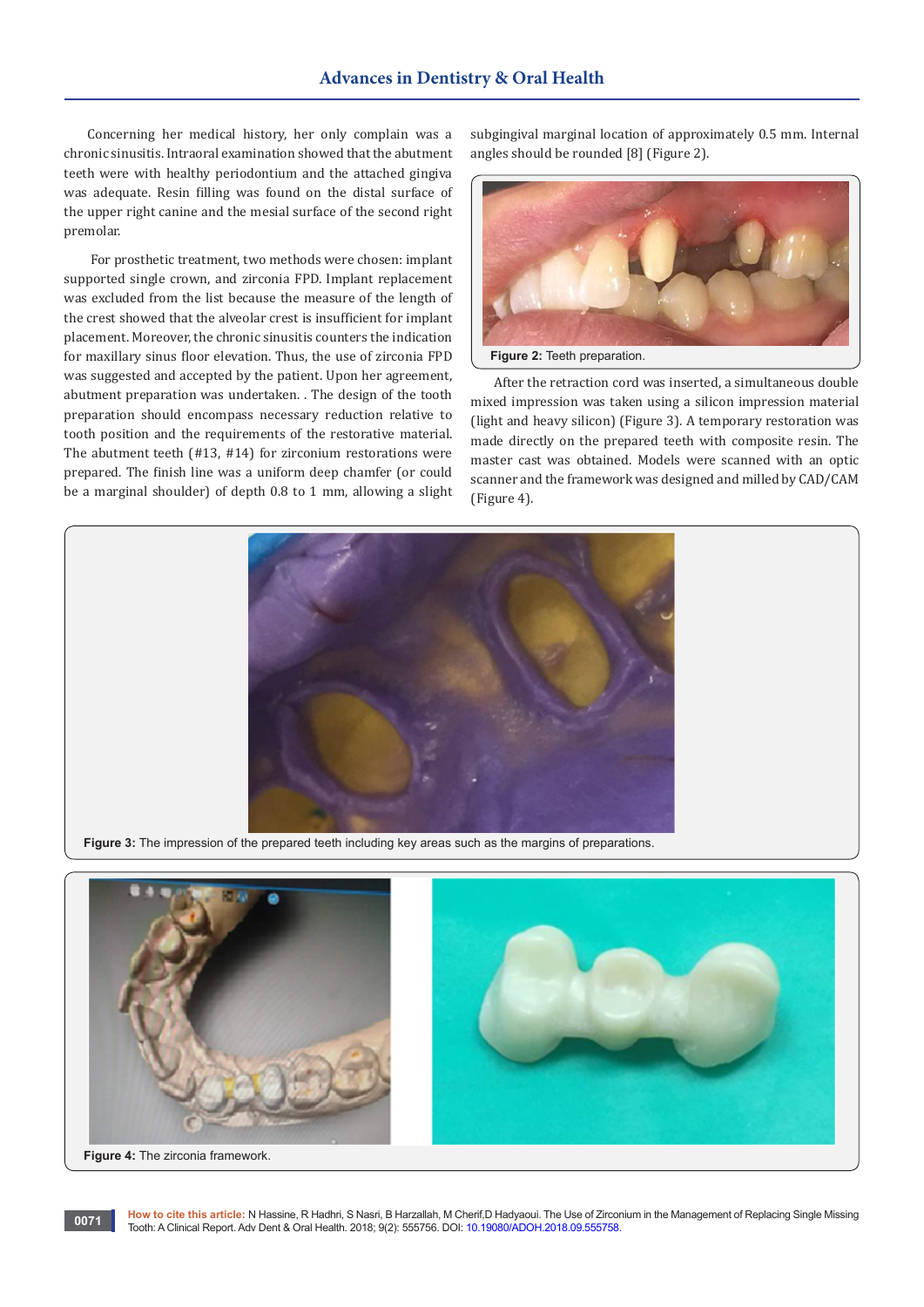Concerning her medical history, her only complain was a chronic sinusitis. Intraoral examination showed that the abutment teeth were with healthy periodontium and the attached gingiva was adequate. Resin filling was found on the distal surface of the upper right canine and the mesial surface of the second right premolar.

For prosthetic treatment, two methods were chosen: implant supported single crown, and zirconia FPD. Implant replacement was excluded from the list because the measure of the length of the crest showed that the alveolar crest is insufficient for implant placement. Moreover, the chronic sinusitis counters the indication for maxillary sinus floor elevation. Thus, the use of zirconia FPD was suggested and accepted by the patient. Upon her agreement, abutment preparation was undertaken. . The design of the tooth preparation should encompass necessary reduction relative to tooth position and the requirements of the restorative material. The abutment teeth (#13, #14) for zirconium restorations were prepared. The finish line was a uniform deep chamfer (or could be a marginal shoulder) of depth 0.8 to 1 mm, allowing a slight subgingival marginal location of approximately 0.5 mm. Internal angles should be rounded [8] (Figure 2).

**Figure 2:** Teeth preparation.

After the retraction cord was inserted, a simultaneous double mixed impression was taken using a silicon impression material (light and heavy silicon) (Figure 3). A temporary restoration was made directly on the prepared teeth with composite resin. The master cast was obtained. Models were scanned with an optic scanner and the framework was designed and milled by CAD/CAM (Figure 4).

**Figure 3:** The impression of the prepared teeth including key areas such as the margins of preparations.

**Figure 4:** The zirconia framework.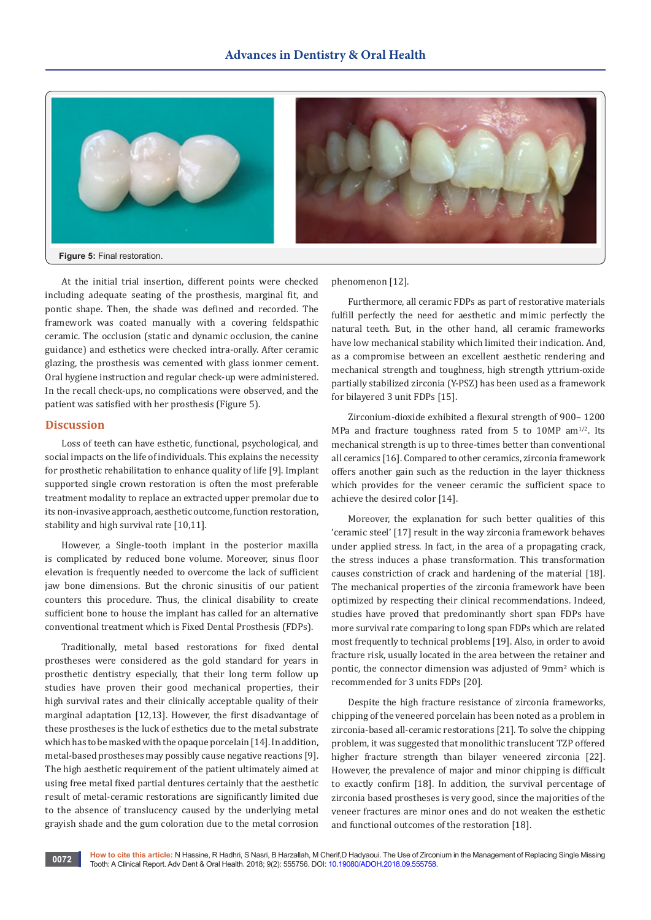Figure 5: Final restoration.

At the initial trial insertion, different points were checked including adequate seating of the prosthesis, marginal fit, and pontic shape. Then, the shade was defined and recorded. The framework was coated manually with a covering feldspathic ceramic. The occlusion (static and dynamic occlusion, the canine guidance) and esthetics were checked intra-orally. After ceramic glazing, the prosthesis was cemented with glass ionmer cement. Oral hygiene instruction and regular check-up were administered. In the recall check-ups, no complications were observed, and the patient was satisfied with her prosthesis (Figure 5).

## Discussion

Loss of teeth can have esthetic, functional, psychological, and social impacts on the life of individuals. This explains the necessity for prosthetic rehabilitation to enhance quality of life [9]. Implant supported single crown restoration is often the most preferable treatment modality to replace an extracted upper premolar due to its non-invasive approach, aesthetic outcome, function restoration, stability and high survival rate [10,11].

However, a Single-tooth implant in the posterior maxilla is complicated by reduced bone volume. Moreover, sinus floor elevation is frequently needed to overcome the lack of sufficient jaw bone dimensions. But the chronic sinusitis of our patient counters this procedure. Thus, the clinical disability to create sufficient bone to house the implant has called for an alternative conventional treatment which is Fixed Dental Prosthesis (FDPs).

Traditionally, metal based restorations for fixed dental prostheses were considered as the gold standard for years in prosthetic dentistry especially, that their long term follow up studies have proven their good mechanical properties, their high survival rates and their clinically acceptable quality of their marginal adaptation [12,13]. However, the first disadvantage of these prostheses is the luck of esthetics due to the metal substrate which has to be masked with the opaque porcelain [14]. In addition, metal-based prostheses may possibly cause negative reactions [9]. The high aesthetic requirement of the patient ultimately aimed at using free metal fixed partial dentures certainly that the aesthetic result of metal-ceramic restorations are significantly limited due to the absence of translucency caused by the underlying metal grayish shade and the gum coloration due to the metal corrosion phenomenon [12].

Furthermore, all ceramic FDPs as part of restorative materials fulfill perfectly the need for aesthetic and mimic perfectly the natural teeth. But, in the other hand, all ceramic frameworks have low mechanical stability which limited their indication. And, as a compromise between an excellent aesthetic rendering and mechanical strength and toughness, high strength yttrium-oxide partially stabilized zirconia (Y-PSZ) has been used as a framework for bilayered 3 unit FDPs [15].

Zirconium-dioxide exhibited a flexural strength of 900– 1200 MPa and fracture toughness rated from 5 to 10MP $am^{1/2}$. Its mechanical strength is up to three-times better than conventional all ceramics [16]. Compared to other ceramics, zirconia framework offers another gain such as the reduction in the layer thickness which provides for the veneer ceramic the sufficient space to achieve the desired color [14].

Moreover, the explanation for such better qualities of this 'ceramic steel' [17] result in the way zirconia framework behaves under applied stress. In fact, in the area of a propagating crack, the stress induces a phase transformation. This transformation causes constriction of crack and hardening of the material [18]. The mechanical properties of the zirconia framework have been optimized by respecting their clinical recommendations. Indeed, studies have proved that predominantly short span FDPs have more survival rate comparing to long span FDPs which are related most frequently to technical problems [19]. Also, in order to avoid fracture risk, usually located in the area between the retainer and pontic, the connector dimension was adjusted of $9mm^2$ which is recommended for 3 units FDPs [20].

Despite the high fracture resistance of zirconia frameworks, chipping of the veneered porcelain has been noted as a problem in zirconia-based all-ceramic restorations [21]. To solve the chipping problem, it was suggested that monolithic translucent TZP offered higher fracture strength than bilayer veneered zirconia [22]. However, the prevalence of major and minor chipping is difficult to exactly confirm [18]. In addition, the survival percentage of zirconia based prostheses is very good, since the majorities of the veneer fractures are minor ones and do not weaken the esthetic and functional outcomes of the restoration [18].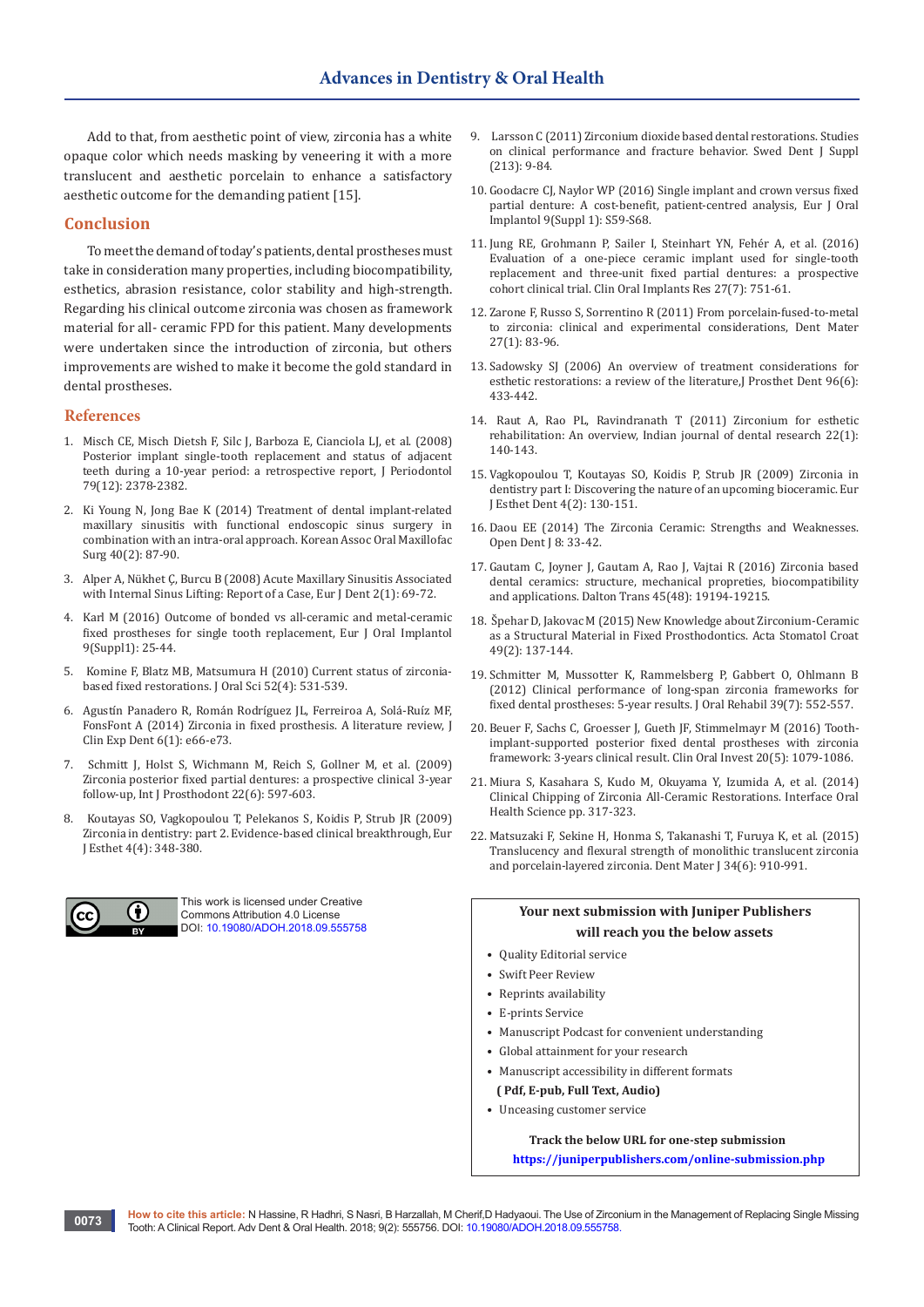Add to that, from aesthetic point of view, zirconia has a white opaque color which needs masking by veneering it with a more translucent and aesthetic porcelain to enhance a satisfactory aesthetic outcome for the demanding patient [15].

## Conclusion

To meet the demand of today's patients, dental prostheses must take in consideration many properties, including biocompatibility, esthetics, abrasion resistance, color stability and high-strength. Regarding his clinical outcome zirconia was chosen as framework material for all- ceramic FPD for this patient. Many developments were undertaken since the introduction of zirconia, but others improvements are wished to make it become the gold standard in dental prostheses.

## References

1. Misch CE, Misch Dietsh F, Silc J, Barboza E, Cianciola LJ, et al. (2008) Posterior implant single-tooth replacement and status of adjacent teeth during a 10-year period: a retrospective report, J Periodontol 79(12): 2378-2382.
2. Ki Young N, Jong Bae K (2014) Treatment of dental implant-related maxillary sinusitis with functional endoscopic sinus surgery in combination with an intra-oral approach. Korean Assoc Oral Maxillofac Surg 40(2): 87-90.
3. Alper A, Nükhet Ç, Burcu B (2008) Acute Maxillary Sinusitis Associated with Internal Sinus Lifting: Report of a Case, Eur J Dent 2(1): 69-72.
4. Karl M (2016) Outcome of bonded vs all-ceramic and metal-ceramic fixed prostheses for single tooth replacement, Eur J Oral Implantol 9(Suppl1): 25-44.
5. Komine F, Blatz MB, Matsumura H (2010) Current status of zirconia-based fixed restorations. J Oral Sci 52(4): 531-539.
6. Agustín Panadero R, Román Rodríguez JL, Ferreiroa A, Solá-Ruíz MF, FonsFont A (2014) Zirconia in fixed prosthesis. A literature review, J Clin Exp Dent 6(1): e66-e73.
7. Schmitt J, Holst S, Wichmann M, Reich S, Gollner M, et al. (2009) Zirconia posterior fixed partial dentures: a prospective clinical 3-year follow-up, Int J Prosthodont 22(6): 597-603.
8. Koutayas SO, Vagkopoulou T, Pelekanos S, Koidis P, Strub JR (2009) Zirconia in dentistry: part 2. Evidence-based clinical breakthrough, Eur J Esthet 4(4): 348-380.
9. Larsson C (2011) Zirconium dioxide based dental restorations. Studies on clinical performance and fracture behavior. Swed Dent J Suppl (213): 9-84.
10. Goodacre CJ, Naylor WP (2016) Single implant and crown versus fixed partial denture: A cost-benefit, patient-centred analysis, Eur J Oral Implantol 9(Suppl 1): S59-S68.
11. Jung RE, Grohmann P, Sailer I, Steinhart YN, Fehér A, et al. (2016) Evaluation of a one-piece ceramic implant used for single-tooth replacement and three-unit fixed partial dentures: a prospective cohort clinical trial. Clin Oral Implants Res 27(7): 751-61.
12. Zarone F, Russo S, Sorrentino R (2011) From porcelain-fused-to-metal to zirconia: clinical and experimental considerations, Dent Mater 27(1): 83-96.
13. Sadowsky SJ (2006) An overview of treatment considerations for esthetic restorations: a review of the literature,J Prosthet Dent 96(6): 433-442.
14. Raut A, Rao PL, Ravindranath T (2011) Zirconium for esthetic rehabilitation: An overview, Indian journal of dental research 22(1): 140-143.
15. Vagkopoulou T, Koutayas SO, Koidis P, Strub JR (2009) Zirconia in dentistry part I: Discovering the nature of an upcoming bioceramic. Eur J Esthet Dent 4(2): 130-151.
16. Daou EE (2014) The Zirconia Ceramic: Strengths and Weaknesses. Open Dent J 8: 33-42.
17. Gautam C, Joyner J, Gautam A, Rao J, Vajtai R (2016) Zirconia based dental ceramics: structure, mechanical propreties, biocompatibility and applications. Dalton Trans 45(48): 19194-19215.
18. Špehar D, Jakovac M (2015) New Knowledge about Zirconium-Ceramic as a Structural Material in Fixed Prosthodontics. Acta Stomatol Croat 49(2): 137-144.
19. Schmitter M, Mussotter K, Rammelsberg P, Gabbert O, Ohlmann B (2012) Clinical performance of long-span zirconia frameworks for fixed dental prostheses: 5-year results. J Oral Rehabil 39(7): 552-557.
20. Beuer F, Sachs C, Groesser J, Gueth JF, Stimmelmayr M (2016) Tooth-implant-supported posterior fixed dental prostheses with zirconia framework: 3-years clinical result. Clin Oral Invest 20(5): 1079-1086.
21. Miura S, Kasahara S, Kudo M, Okuyama Y, Izumida A, et al. (2014) Clinical Chipping of Zirconia All-Ceramic Restorations. Interface Oral Health Science pp. 317-323.
22. Matsuzaki F, Sekine H, Honma S, Takanashi T, Furuya K, et al. (2015) Translucency and flexural strength of monolithic translucent zirconia and porcelain-layered zirconia. Dent Mater J 34(6): 910-991.

This work is licensed under Creative Commons Attribution 4.0 License
DOI: 10.19080/ADOH.2018.09.555758

**Your next submission with Juniper Publishers will reach you the below assets**

- Quality Editorial service
- Swift Peer Review
- Reprints availability
- E-prints Service
- Manuscript Podcast for convenient understanding
- Global attainment for your research
- Manuscript accessibility in different formats
  **( Pdf, E-pub, Full Text, Audio)**
- Unceasing customer service

**Track the below URL for one-step submission**
**https://juniperpublishers.com/online-submission.php**

**How to cite this article:** N Hassine, R Hadhri, S Nasri, B Harzallah, M Cherif,D Hadyaoui. The Use of Zirconium in the Management of Replacing Single Missing Tooth: A Clinical Report. Adv Dent & Oral Health. 2018; 9(2): 555756. DOI: 10.19080/ADOH.2018.09.555758.